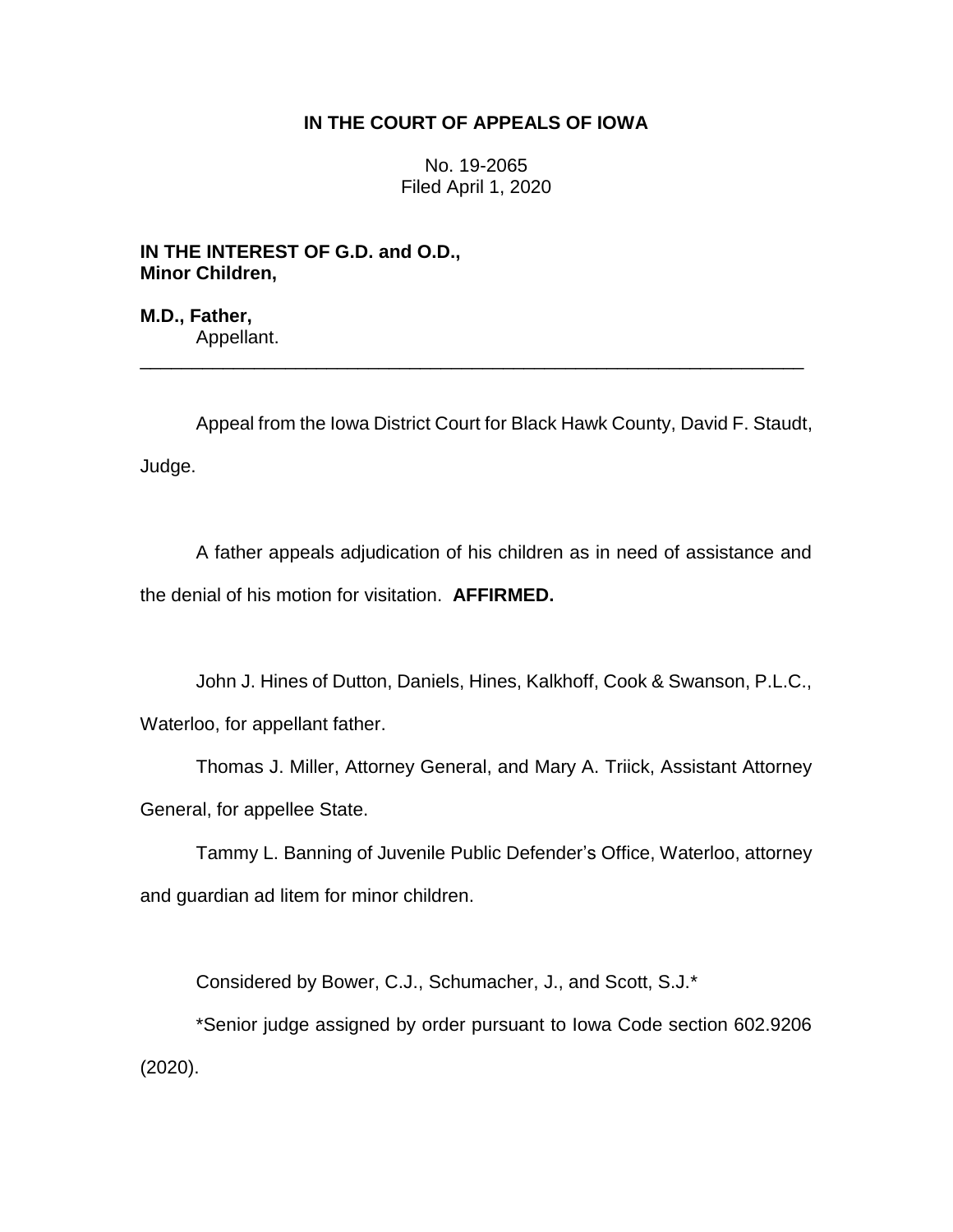**IN THE COURT OF APPEALS OF IOWA**

No. 19-2065
Filed April 1, 2020

**IN THE INTEREST OF G.D. and O.D.,**
**Minor Children,**

**M.D., Father,**
Appellant.

---

Appeal from the Iowa District Court for Black Hawk County, David F. Staudt, Judge.

A father appeals adjudication of his children as in need of assistance and the denial of his motion for visitation. **AFFIRMED.**

John J. Hines of Dutton, Daniels, Hines, Kalkhoff, Cook & Swanson, P.L.C., Waterloo, for appellant father.

Thomas J. Miller, Attorney General, and Mary A. Triick, Assistant Attorney General, for appellee State.

Tammy L. Banning of Juvenile Public Defender's Office, Waterloo, attorney and guardian ad litem for minor children.

Considered by Bower, C.J., Schumacher, J., and Scott, S.J.*

*Senior judge assigned by order pursuant to Iowa Code section 602.9206 (2020).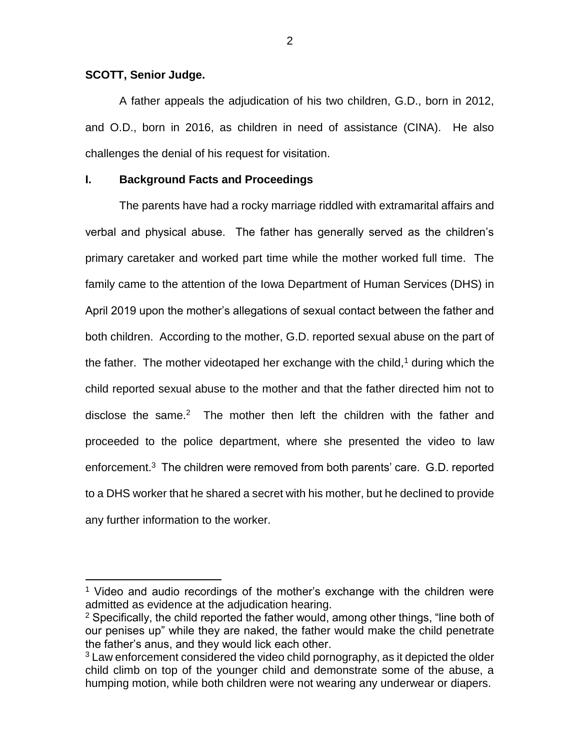**SCOTT, Senior Judge.**

A father appeals the adjudication of his two children, G.D., born in 2012, and O.D., born in 2016, as children in need of assistance (CINA). He also challenges the denial of his request for visitation.

## I. Background Facts and Proceedings

The parents have had a rocky marriage riddled with extramarital affairs and verbal and physical abuse. The father has generally served as the children's primary caretaker and worked part time while the mother worked full time. The family came to the attention of the Iowa Department of Human Services (DHS) in April 2019 upon the mother's allegations of sexual contact between the father and both children. According to the mother, G.D. reported sexual abuse on the part of the father. The mother videotaped her exchange with the child,[1] during which the child reported sexual abuse to the mother and that the father directed him not to disclose the same.[2] The mother then left the children with the father and proceeded to the police department, where she presented the video to law enforcement.[3] The children were removed from both parents' care. G.D. reported to a DHS worker that he shared a secret with his mother, but he declined to provide any further information to the worker.

---

[1] Video and audio recordings of the mother's exchange with the children were admitted as evidence at the adjudication hearing.

[2] Specifically, the child reported the father would, among other things, "line both of our penises up" while they are naked, the father would make the child penetrate the father's anus, and they would lick each other.

[3] Law enforcement considered the video child pornography, as it depicted the older child climb on top of the younger child and demonstrate some of the abuse, a humping motion, while both children were not wearing any underwear or diapers.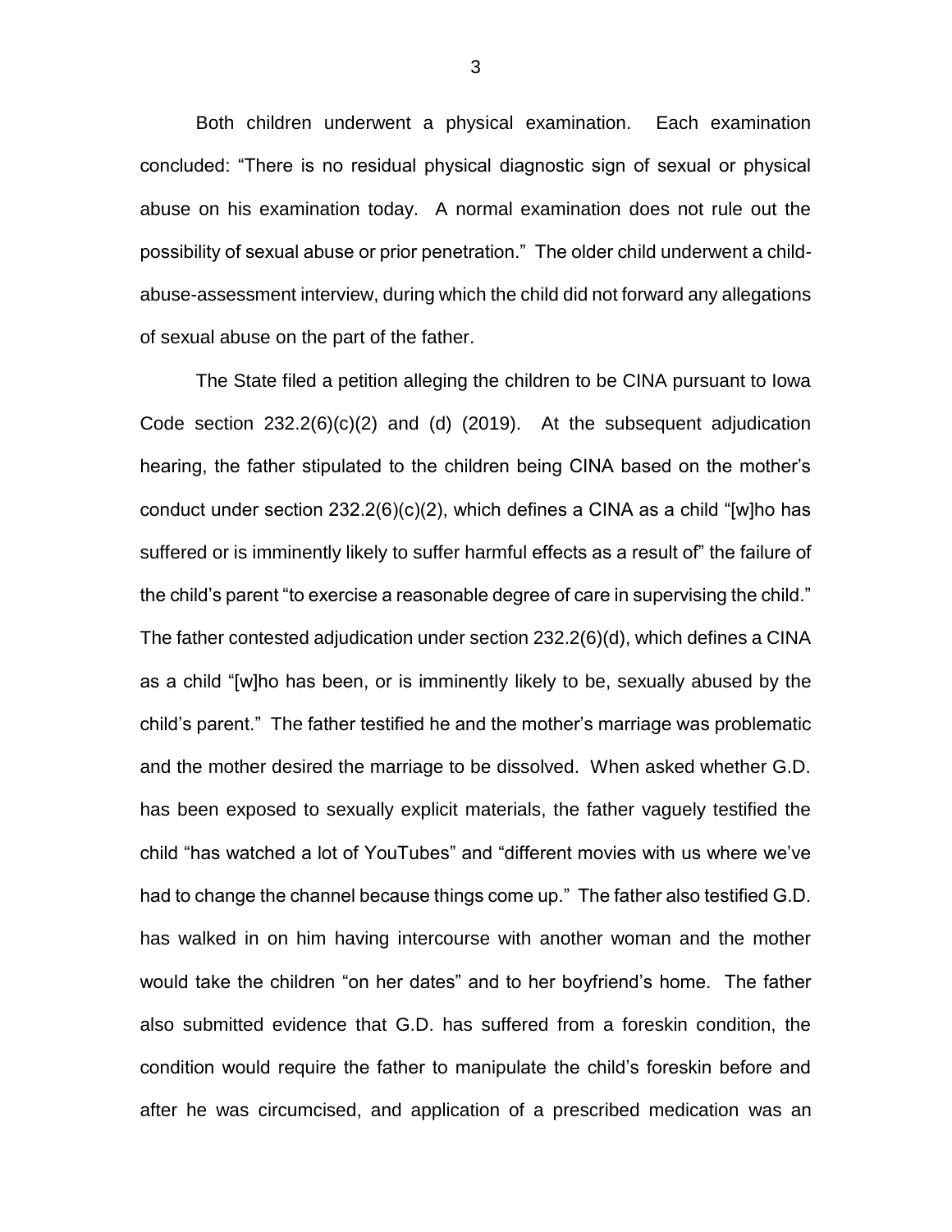Both children underwent a physical examination. Each examination concluded: "There is no residual physical diagnostic sign of sexual or physical abuse on his examination today. A normal examination does not rule out the possibility of sexual abuse or prior penetration." The older child underwent a child-abuse-assessment interview, during which the child did not forward any allegations of sexual abuse on the part of the father.

The State filed a petition alleging the children to be CINA pursuant to Iowa Code section 232.2(6)(c)(2) and (d) (2019). At the subsequent adjudication hearing, the father stipulated to the children being CINA based on the mother's conduct under section 232.2(6)(c)(2), which defines a CINA as a child "[w]ho has suffered or is imminently likely to suffer harmful effects as a result of" the failure of the child's parent "to exercise a reasonable degree of care in supervising the child." The father contested adjudication under section 232.2(6)(d), which defines a CINA as a child "[w]ho has been, or is imminently likely to be, sexually abused by the child's parent." The father testified he and the mother's marriage was problematic and the mother desired the marriage to be dissolved. When asked whether G.D. has been exposed to sexually explicit materials, the father vaguely testified the child "has watched a lot of YouTubes" and "different movies with us where we've had to change the channel because things come up." The father also testified G.D. has walked in on him having intercourse with another woman and the mother would take the children "on her dates" and to her boyfriend's home. The father also submitted evidence that G.D. has suffered from a foreskin condition, the condition would require the father to manipulate the child's foreskin before and after he was circumcised, and application of a prescribed medication was an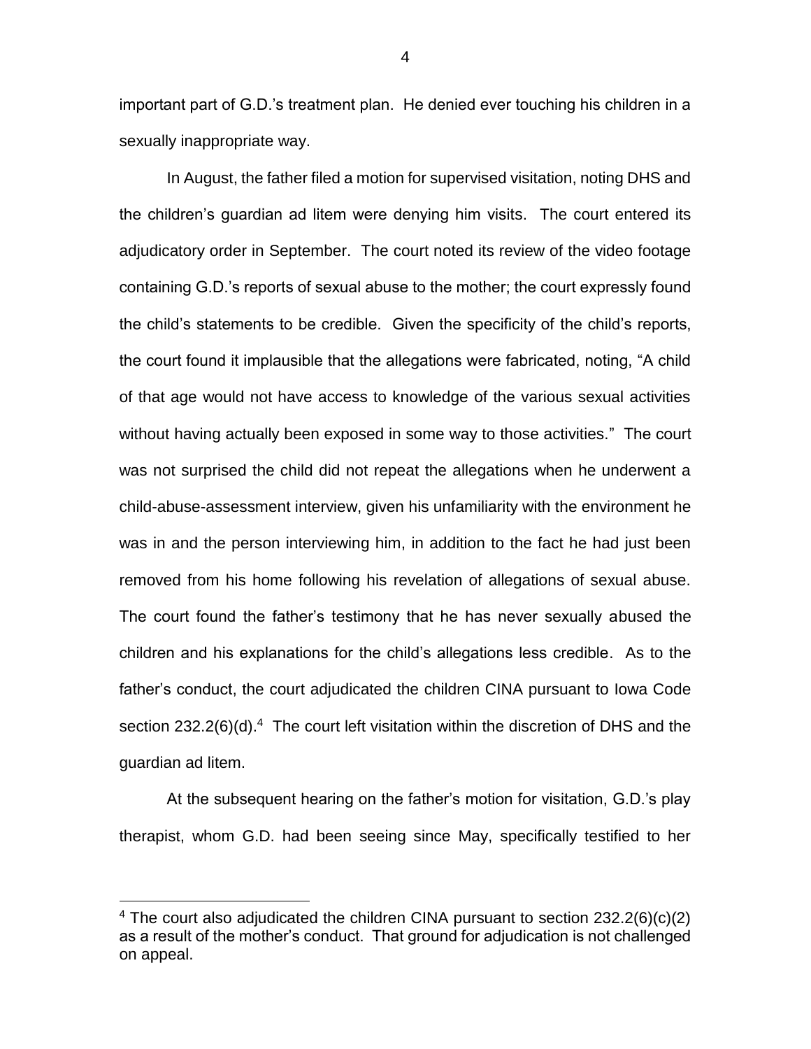important part of G.D.'s treatment plan. He denied ever touching his children in a sexually inappropriate way.

In August, the father filed a motion for supervised visitation, noting DHS and the children's guardian ad litem were denying him visits. The court entered its adjudicatory order in September. The court noted its review of the video footage containing G.D.'s reports of sexual abuse to the mother; the court expressly found the child's statements to be credible. Given the specificity of the child's reports, the court found it implausible that the allegations were fabricated, noting, "A child of that age would not have access to knowledge of the various sexual activities without having actually been exposed in some way to those activities." The court was not surprised the child did not repeat the allegations when he underwent a child-abuse-assessment interview, given his unfamiliarity with the environment he was in and the person interviewing him, in addition to the fact he had just been removed from his home following his revelation of allegations of sexual abuse. The court found the father's testimony that he has never sexually abused the children and his explanations for the child's allegations less credible. As to the father's conduct, the court adjudicated the children CINA pursuant to Iowa Code section 232.2(6)(d).[4] The court left visitation within the discretion of DHS and the guardian ad litem.

At the subsequent hearing on the father's motion for visitation, G.D.'s play therapist, whom G.D. had been seeing since May, specifically testified to her

[4] The court also adjudicated the children CINA pursuant to section 232.2(6)(c)(2) as a result of the mother's conduct. That ground for adjudication is not challenged on appeal.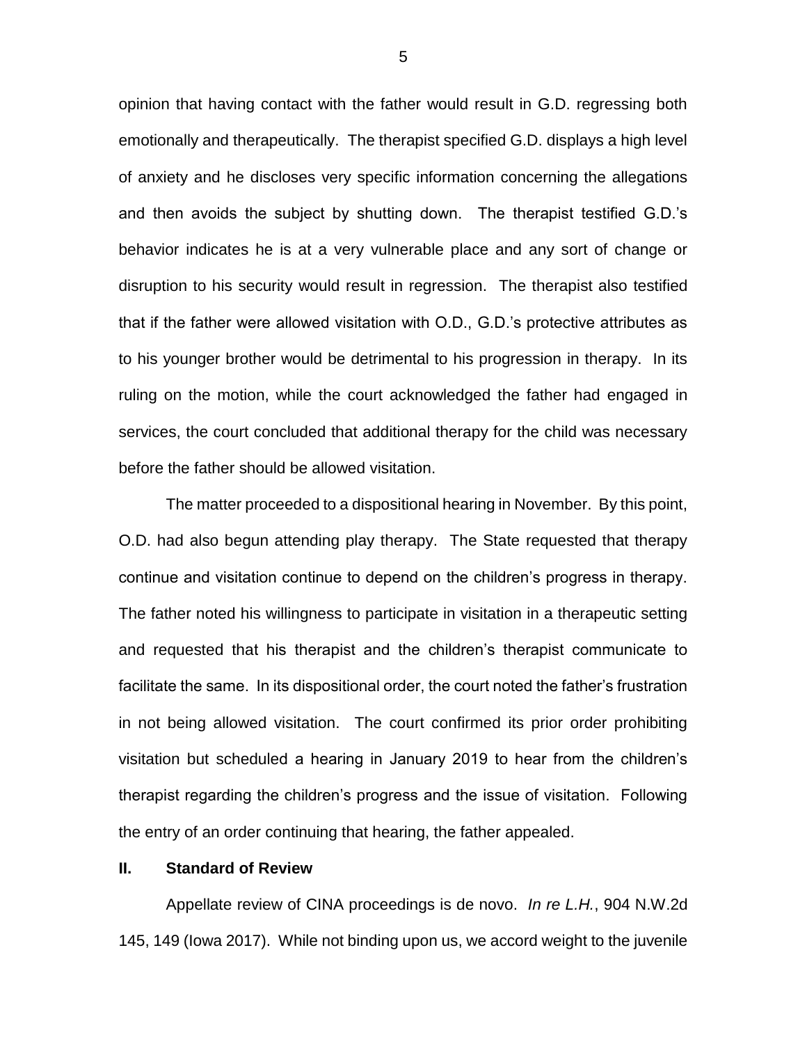opinion that having contact with the father would result in G.D. regressing both emotionally and therapeutically. The therapist specified G.D. displays a high level of anxiety and he discloses very specific information concerning the allegations and then avoids the subject by shutting down. The therapist testified G.D.'s behavior indicates he is at a very vulnerable place and any sort of change or disruption to his security would result in regression. The therapist also testified that if the father were allowed visitation with O.D., G.D.'s protective attributes as to his younger brother would be detrimental to his progression in therapy. In its ruling on the motion, while the court acknowledged the father had engaged in services, the court concluded that additional therapy for the child was necessary before the father should be allowed visitation.

The matter proceeded to a dispositional hearing in November. By this point, O.D. had also begun attending play therapy. The State requested that therapy continue and visitation continue to depend on the children's progress in therapy. The father noted his willingness to participate in visitation in a therapeutic setting and requested that his therapist and the children's therapist communicate to facilitate the same. In its dispositional order, the court noted the father's frustration in not being allowed visitation. The court confirmed its prior order prohibiting visitation but scheduled a hearing in January 2019 to hear from the children's therapist regarding the children's progress and the issue of visitation. Following the entry of an order continuing that hearing, the father appealed.

## II. Standard of Review

Appellate review of CINA proceedings is de novo. *In re L.H.*, 904 N.W.2d 145, 149 (Iowa 2017). While not binding upon us, we accord weight to the juvenile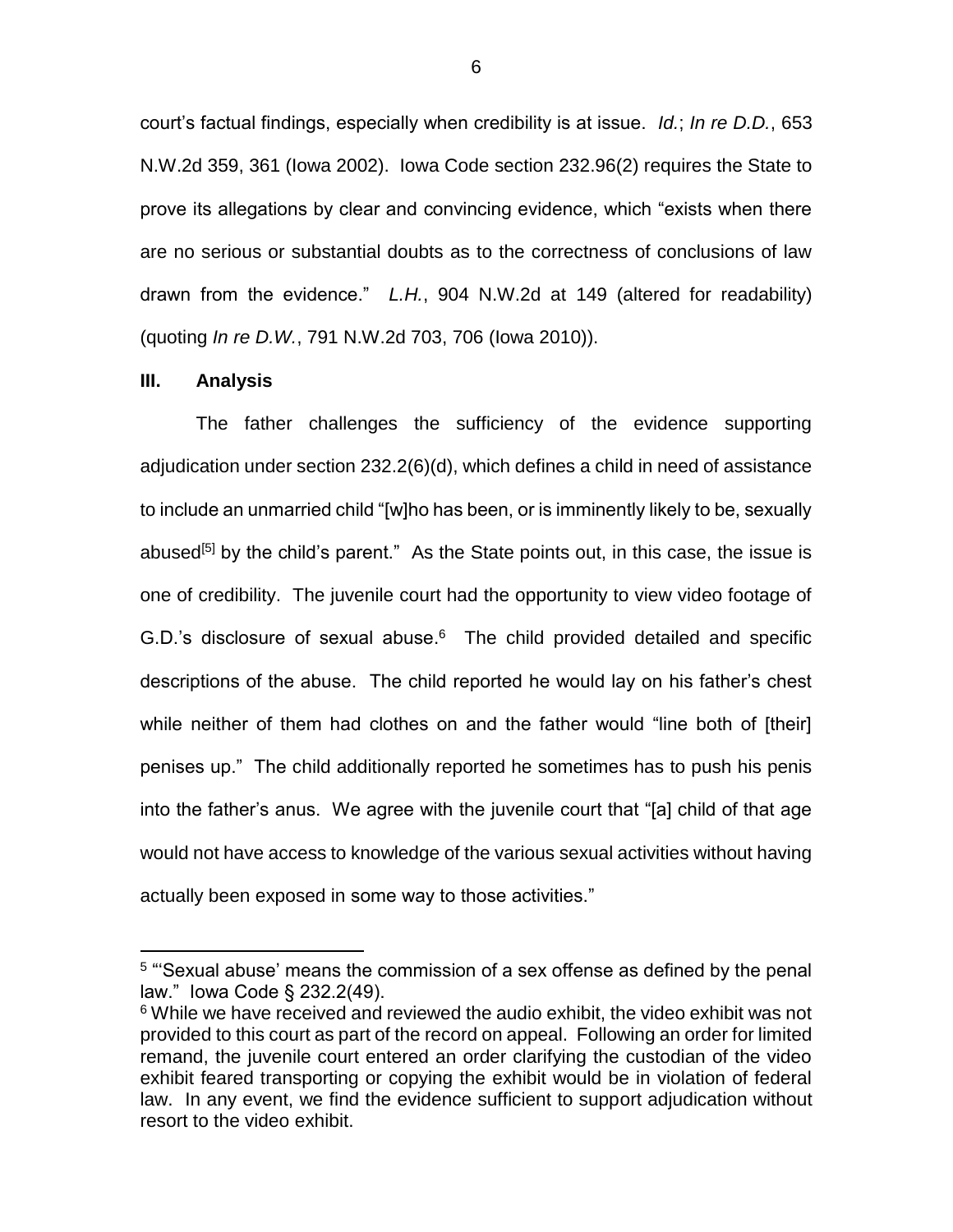court's factual findings, especially when credibility is at issue. *Id.*; *In re D.D.*, 653 N.W.2d 359, 361 (Iowa 2002). Iowa Code section 232.96(2) requires the State to prove its allegations by clear and convincing evidence, which "exists when there are no serious or substantial doubts as to the correctness of conclusions of law drawn from the evidence." *L.H.*, 904 N.W.2d at 149 (altered for readability) (quoting *In re D.W.*, 791 N.W.2d 703, 706 (Iowa 2010)).

## III. Analysis

The father challenges the sufficiency of the evidence supporting adjudication under section 232.2(6)(d), which defines a child in need of assistance to include an unmarried child "[w]ho has been, or is imminently likely to be, sexually abused[5] by the child's parent." As the State points out, in this case, the issue is one of credibility. The juvenile court had the opportunity to view video footage of G.D.'s disclosure of sexual abuse.[6] The child provided detailed and specific descriptions of the abuse. The child reported he would lay on his father's chest while neither of them had clothes on and the father would "line both of [their] penises up." The child additionally reported he sometimes has to push his penis into the father's anus. We agree with the juvenile court that "[a] child of that age would not have access to knowledge of the various sexual activities without having actually been exposed in some way to those activities."

---

[5] "'Sexual abuse' means the commission of a sex offense as defined by the penal law." Iowa Code § 232.2(49).

[6] While we have received and reviewed the audio exhibit, the video exhibit was not provided to this court as part of the record on appeal. Following an order for limited remand, the juvenile court entered an order clarifying the custodian of the video exhibit feared transporting or copying the exhibit would be in violation of federal law. In any event, we find the evidence sufficient to support adjudication without resort to the video exhibit.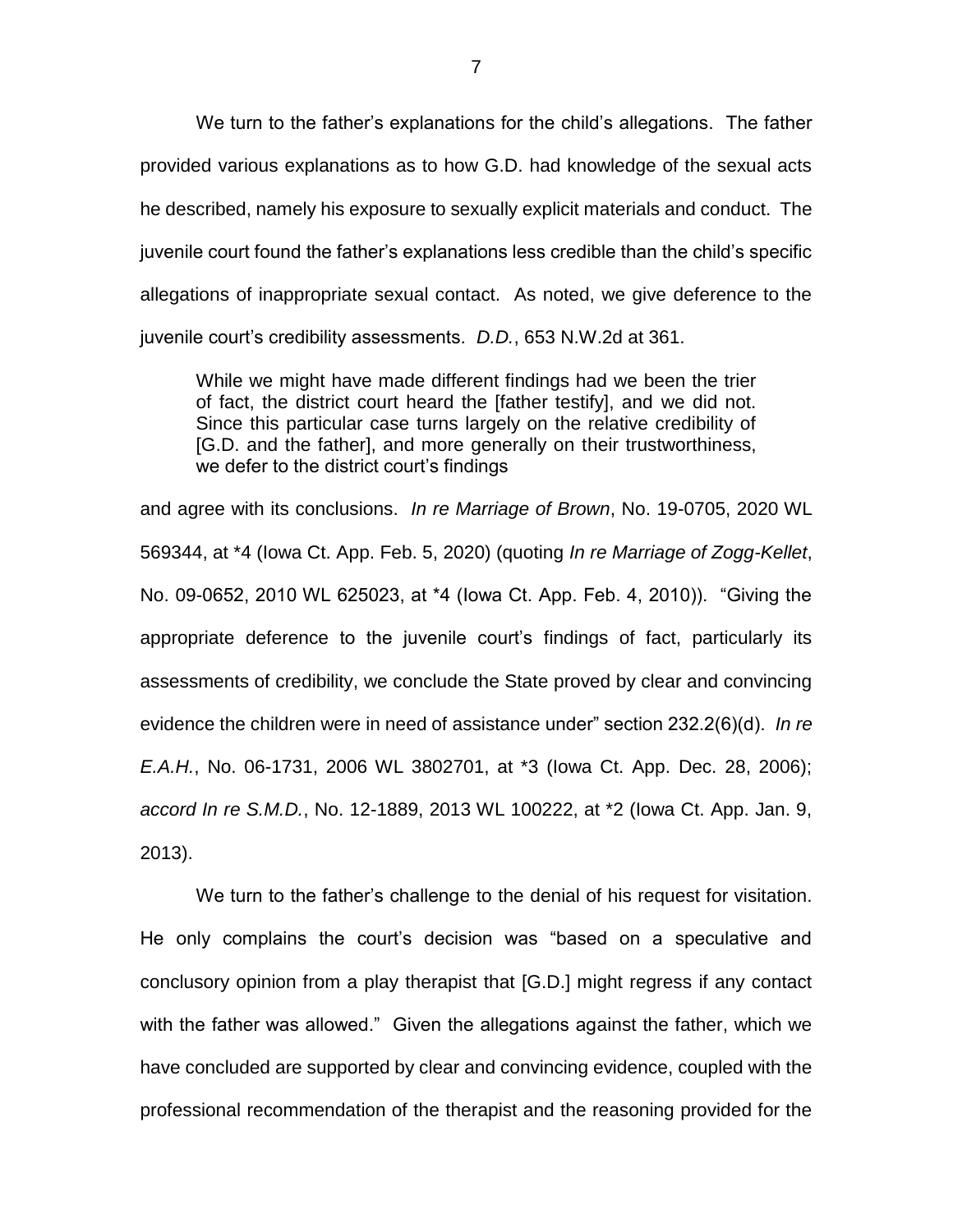We turn to the father's explanations for the child's allegations. The father provided various explanations as to how G.D. had knowledge of the sexual acts he described, namely his exposure to sexually explicit materials and conduct. The juvenile court found the father's explanations less credible than the child's specific allegations of inappropriate sexual contact. As noted, we give deference to the juvenile court's credibility assessments. *D.D.*, 653 N.W.2d at 361.

> While we might have made different findings had we been the trier of fact, the district court heard the [father testify], and we did not. Since this particular case turns largely on the relative credibility of [G.D. and the father], and more generally on their trustworthiness, we defer to the district court's findings

and agree with its conclusions. *In re Marriage of Brown*, No. 19-0705, 2020 WL 569344, at *4 (Iowa Ct. App. Feb. 5, 2020) (quoting *In re Marriage of Zogg-Kellet*, No. 09-0652, 2010 WL 625023, at *4 (Iowa Ct. App. Feb. 4, 2010)). "Giving the appropriate deference to the juvenile court's findings of fact, particularly its assessments of credibility, we conclude the State proved by clear and convincing evidence the children were in need of assistance under" section 232.2(6)(d). *In re E.A.H.*, No. 06-1731, 2006 WL 3802701, at *3 (Iowa Ct. App. Dec. 28, 2006); *accord In re S.M.D.*, No. 12-1889, 2013 WL 100222, at *2 (Iowa Ct. App. Jan. 9, 2013).

We turn to the father's challenge to the denial of his request for visitation. He only complains the court's decision was "based on a speculative and conclusory opinion from a play therapist that [G.D.] might regress if any contact with the father was allowed." Given the allegations against the father, which we have concluded are supported by clear and convincing evidence, coupled with the professional recommendation of the therapist and the reasoning provided for the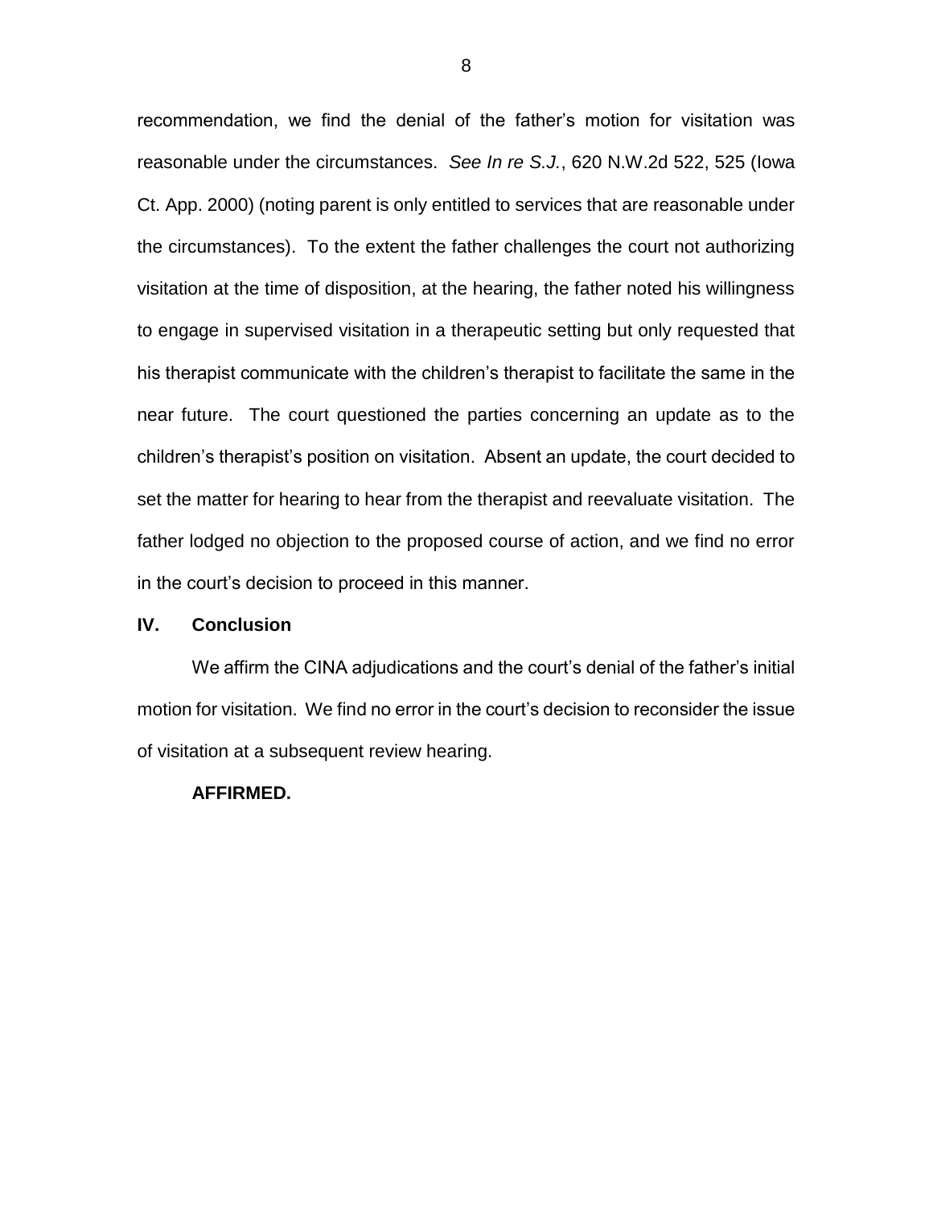recommendation, we find the denial of the father's motion for visitation was reasonable under the circumstances. *See In re S.J.*, 620 N.W.2d 522, 525 (Iowa Ct. App. 2000) (noting parent is only entitled to services that are reasonable under the circumstances). To the extent the father challenges the court not authorizing visitation at the time of disposition, at the hearing, the father noted his willingness to engage in supervised visitation in a therapeutic setting but only requested that his therapist communicate with the children's therapist to facilitate the same in the near future. The court questioned the parties concerning an update as to the children's therapist's position on visitation. Absent an update, the court decided to set the matter for hearing to hear from the therapist and reevaluate visitation. The father lodged no objection to the proposed course of action, and we find no error in the court's decision to proceed in this manner.

## IV. Conclusion

We affirm the CINA adjudications and the court's denial of the father's initial motion for visitation. We find no error in the court's decision to reconsider the issue of visitation at a subsequent review hearing.

**AFFIRMED.**